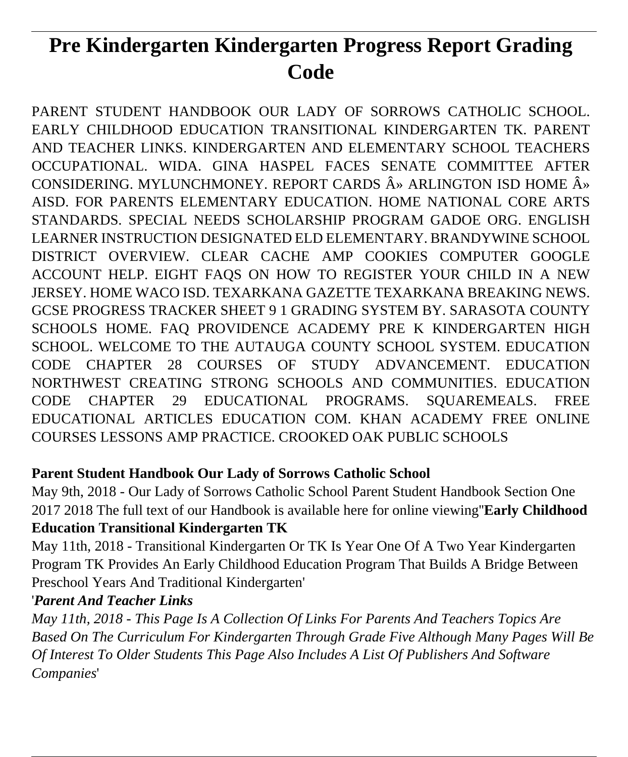# Pre Kindergarten Kindergarten Progress Report Grading Code

PARENT STUDENT HANDBOOK OUR LADY OF SORROWS CATHOLIC SCHOOL. EARLY CHILDHOOD EDUCATION TRANSITIONAL KINDERGARTEN TK. PARENT AND TEACHER LINKS. KINDERGARTEN AND ELEMENTARY SCHOOL TEACHERS OCCUPATIONAL. WIDA. GINA HASPEL FACES SENATE COMMITTEE AFTER CONSIDERING. MYLUNCHMONEY. REPORT CARDS Â» ARLINGTON ISD HOME Â» AISD. FOR PARENTS ELEMENTARY EDUCATION. HOME NATIONAL CORE ARTS STANDARDS. SPECIAL NEEDS SCHOLARSHIP PROGRAM GADOE ORG. ENGLISH LEARNER INSTRUCTION DESIGNATED ELD ELEMENTARY. BRANDYWINE SCHOOL DISTRICT OVERVIEW. CLEAR CACHE AMP COOKIES COMPUTER GOOGLE ACCOUNT HELP. EIGHT FAQS ON HOW TO REGISTER YOUR CHILD IN A NEW JERSEY. HOME WACO ISD. TEXARKANA GAZETTE TEXARKANA BREAKING NEWS. GCSE PROGRESS TRACKER SHEET 9 1 GRADING SYSTEM BY. SARASOTA COUNTY SCHOOLS HOME. FAQ PROVIDENCE ACADEMY PRE K KINDERGARTEN HIGH SCHOOL. WELCOME TO THE AUTAUGA COUNTY SCHOOL SYSTEM. EDUCATION CODE CHAPTER 28 COURSES OF STUDY ADVANCEMENT. EDUCATION NORTHWEST CREATING STRONG SCHOOLS AND COMMUNITIES. EDUCATION CODE CHAPTER 29 EDUCATIONAL PROGRAMS. SQUAREMEALS. FREE EDUCATIONAL ARTICLES EDUCATION COM. KHAN ACADEMY FREE ONLINE COURSES LESSONS AMP PRACTICE. CROOKED OAK PUBLIC SCHOOLS

**Parent Student Handbook Our Lady of Sorrows Catholic School**

May 9th, 2018 - Our Lady of Sorrows Catholic School Parent Student Handbook Section One 2017 2018 The full text of our Handbook is available here for online viewing''**Early Childhood Education Transitional Kindergarten TK**

May 11th, 2018 - Transitional Kindergarten Or TK Is Year One Of A Two Year Kindergarten Program TK Provides An Early Childhood Education Program That Builds A Bridge Between Preschool Years And Traditional Kindergarten'

'*Parent And Teacher Links*

*May 11th, 2018 - This Page Is A Collection Of Links For Parents And Teachers Topics Are Based On The Curriculum For Kindergarten Through Grade Five Although Many Pages Will Be Of Interest To Older Students This Page Also Includes A List Of Publishers And Software Companies*'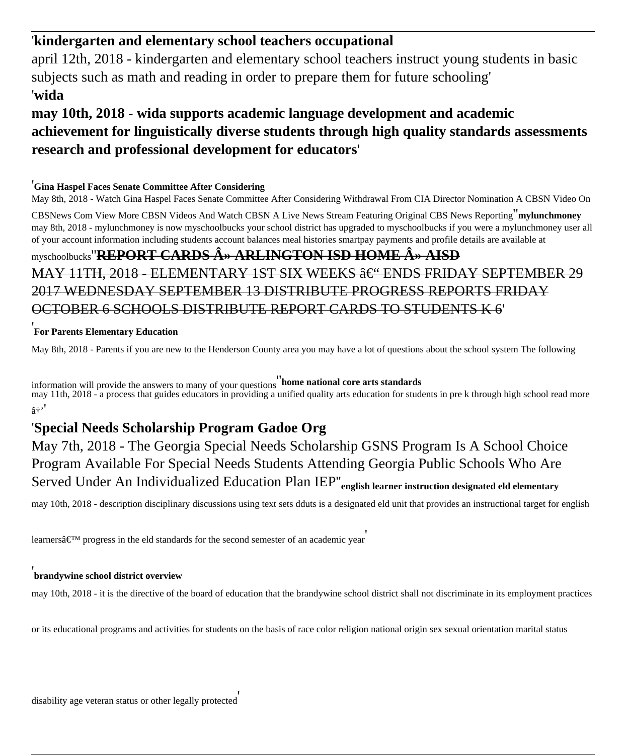'**kindergarten and elementary school teachers occupational**

april 12th, 2018 - kindergarten and elementary school teachers instruct young students in basic subjects such as math and reading in order to prepare them for future schooling'

'**wida**

**may 10th, 2018 - wida supports academic language development and academic achievement for linguistically diverse students through high quality standards assessments research and professional development for educators**'

'**Gina Haspel Faces Senate Committee After Considering**

May 8th, 2018 - Watch Gina Haspel Faces Senate Committee After Considering Withdrawal From CIA Director Nomination A CBSN Video On CBSNews Com View More CBSN Videos And Watch CBSN A Live News Stream Featuring Original CBS News Reporting''**mylunchmoney**

may 8th, 2018 - mylunchmoney is now myschoolbucks your school district has upgraded to myschoolbucks if you were a mylunchmoney user all of your account information including students account balances meal histories smartpay payments and profile details are available at myschoolbucks''~~**REPORT CARDS Â» ARLINGTON ISD HOME Â» AISD**~~

~~MAY 11TH, 2018 - ELEMENTARY 1ST SIX WEEKS â€" ENDS FRIDAY SEPTEMBER 29 2017 WEDNESDAY SEPTEMBER 13 DISTRIBUTE PROGRESS REPORTS FRIDAY OCTOBER 6 SCHOOLS DISTRIBUTE REPORT CARDS TO STUDENTS K 6~~'

'**For Parents Elementary Education**

May 8th, 2018 - Parents if you are new to the Henderson County area you may have a lot of questions about the school system The following information will provide the answers to many of your questions''**home national core arts standards**

may 11th, 2018 - a process that guides educators in providing a unified quality arts education for students in pre k through high school read more â†'''

'**Special Needs Scholarship Program Gadoe Org**

May 7th, 2018 - The Georgia Special Needs Scholarship GSNS Program Is A School Choice Program Available For Special Needs Students Attending Georgia Public Schools Who Are Served Under An Individualized Education Plan IEP''**english learner instruction designated eld elementary**

may 10th, 2018 - description disciplinary discussions using text sets dduts is a designated eld unit that provides an instructional target for english learnersâ€™ progress in the eld standards for the second semester of an academic year'

'**brandywine school district overview**

may 10th, 2018 - it is the directive of the board of education that the brandywine school district shall not discriminate in its employment practices or its educational programs and activities for students on the basis of race color religion national origin sex sexual orientation marital status disability age veteran status or other legally protected'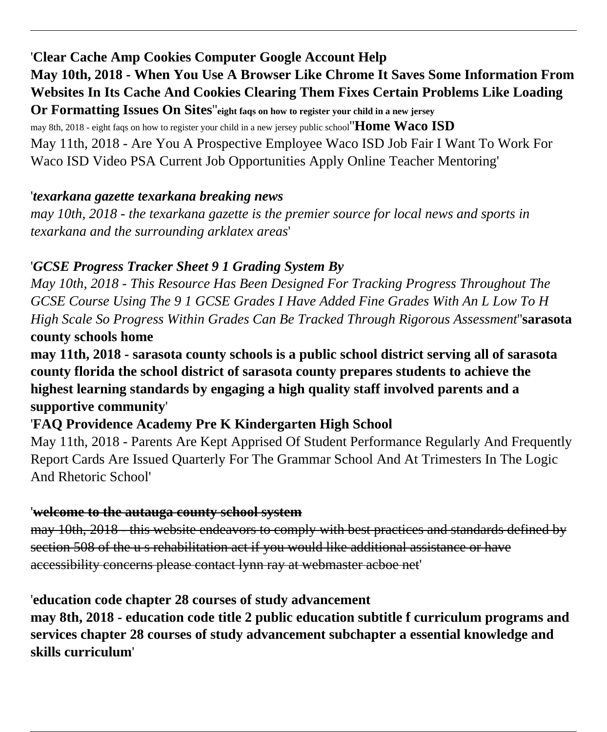'**Clear Cache Amp Cookies Computer Google Account Help**
**May 10th, 2018 - When You Use A Browser Like Chrome It Saves Some Information From Websites In Its Cache And Cookies Clearing Them Fixes Certain Problems Like Loading Or Formatting Issues On Sites**''**eight faqs on how to register your child in a new jersey**
may 8th, 2018 - eight faqs on how to register your child in a new jersey public school''**Home Waco ISD**
May 11th, 2018 - Are You A Prospective Employee Waco ISD Job Fair I Want To Work For Waco ISD Video PSA Current Job Opportunities Apply Online Teacher Mentoring'

'***texarkana gazette texarkana breaking news***
*may 10th, 2018 - the texarkana gazette is the premier source for local news and sports in texarkana and the surrounding arklatex areas*'

'***GCSE Progress Tracker Sheet 9 1 Grading System By***
*May 10th, 2018 - This Resource Has Been Designed For Tracking Progress Throughout The GCSE Course Using The 9 1 GCSE Grades I Have Added Fine Grades With An L Low To H High Scale So Progress Within Grades Can Be Tracked Through Rigorous Assessment*''**sarasota county schools home**
**may 11th, 2018 - sarasota county schools is a public school district serving all of sarasota county florida the school district of sarasota county prepares students to achieve the highest learning standards by engaging a high quality staff involved parents and a supportive community**'
'**FAQ Providence Academy Pre K Kindergarten High School**
May 11th, 2018 - Parents Are Kept Apprised Of Student Performance Regularly And Frequently Report Cards Are Issued Quarterly For The Grammar School And At Trimesters In The Logic And Rhetoric School'

'~~**welcome to the autauga county school system**~~
~~may 10th, 2018 - this website endeavors to comply with best practices and standards defined by section 508 of the u s rehabilitation act if you would like additional assistance or have accessibility concerns please contact lynn ray at webmaster acboe net~~'

'**education code chapter 28 courses of study advancement**
**may 8th, 2018 - education code title 2 public education subtitle f curriculum programs and services chapter 28 courses of study advancement subchapter a essential knowledge and skills curriculum**'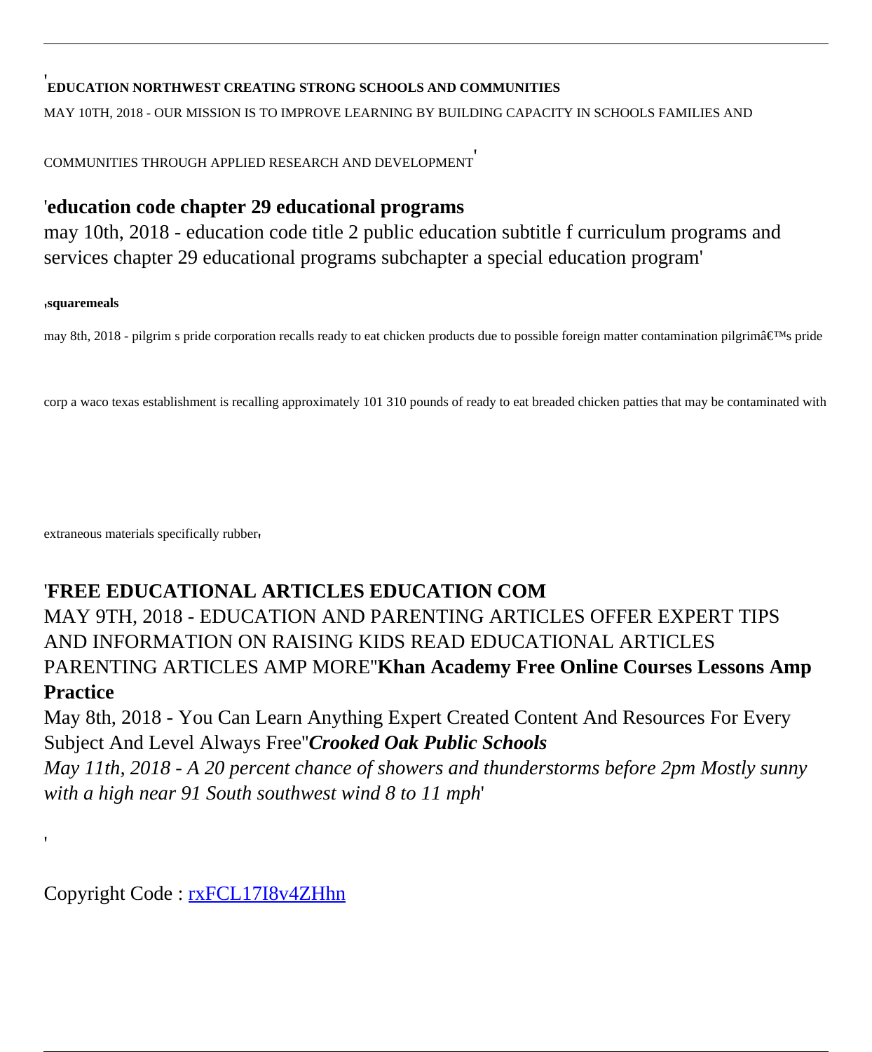'**EDUCATION NORTHWEST CREATING STRONG SCHOOLS AND COMMUNITIES**

MAY 10TH, 2018 - OUR MISSION IS TO IMPROVE LEARNING BY BUILDING CAPACITY IN SCHOOLS FAMILIES AND COMMUNITIES THROUGH APPLIED RESEARCH AND DEVELOPMENT'

'**education code chapter 29 educational programs**

may 10th, 2018 - education code title 2 public education subtitle f curriculum programs and services chapter 29 educational programs subchapter a special education program'

'**squaremeals**

may 8th, 2018 - pilgrim s pride corporation recalls ready to eat chicken products due to possible foreign matter contamination pilgrimâ€™s pride corp a waco texas establishment is recalling approximately 101 310 pounds of ready to eat breaded chicken patties that may be contaminated with extraneous materials specifically rubber'

'**FREE EDUCATIONAL ARTICLES EDUCATION COM**

MAY 9TH, 2018 - EDUCATION AND PARENTING ARTICLES OFFER EXPERT TIPS AND INFORMATION ON RAISING KIDS READ EDUCATIONAL ARTICLES PARENTING ARTICLES AMP MORE''**Khan Academy Free Online Courses Lessons Amp Practice**

May 8th, 2018 - You Can Learn Anything Expert Created Content And Resources For Every Subject And Level Always Free''***Crooked Oak Public Schools***

*May 11th, 2018 - A 20 percent chance of showers and thunderstorms before 2pm Mostly sunny with a high near 91 South southwest wind 8 to 11 mph*'

'

Copyright Code : rxFCL17I8v4ZHhn